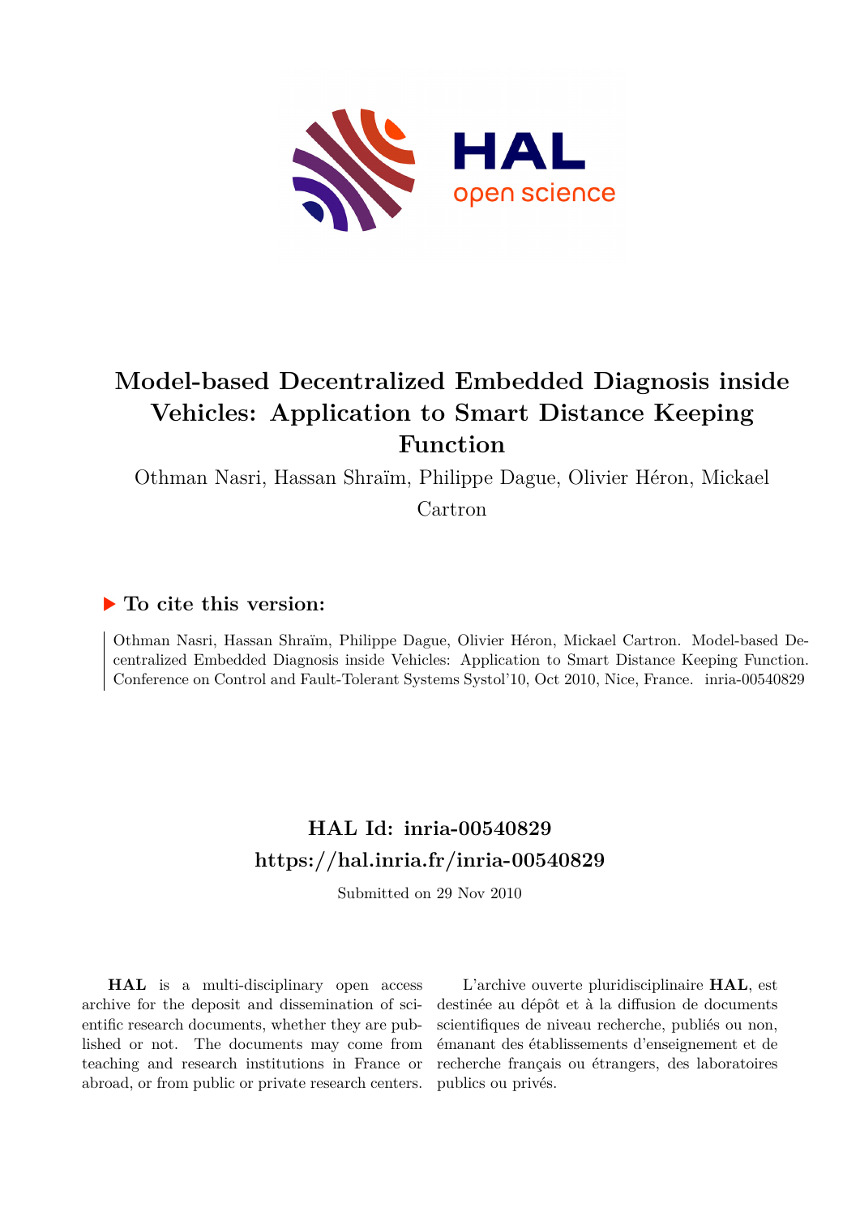# Model-based Decentralized Embedded Diagnosis inside Vehicles: Application to Smart Distance Keeping Function

Othman Nasri, Hassan Shraïm, Philippe Dague, Olivier Héron, Mickael Cartron

## ▶ To cite this version:

Othman Nasri, Hassan Shraïm, Philippe Dague, Olivier Héron, Mickael Cartron. Model-based Decentralized Embedded Diagnosis inside Vehicles: Application to Smart Distance Keeping Function. Conference on Control and Fault-Tolerant Systems Systol'10, Oct 2010, Nice, France. inria-00540829

## HAL Id: inria-00540829
## https://hal.inria.fr/inria-00540829

Submitted on 29 Nov 2010

**HAL** is a multi-disciplinary open access archive for the deposit and dissemination of scientific research documents, whether they are published or not. The documents may come from teaching and research institutions in France or abroad, or from public or private research centers.

L'archive ouverte pluridisciplinaire **HAL**, est destinée au dépôt et à la diffusion de documents scientifiques de niveau recherche, publiés ou non, émanant des établissements d'enseignement et de recherche français ou étrangers, des laboratoires publics ou privés.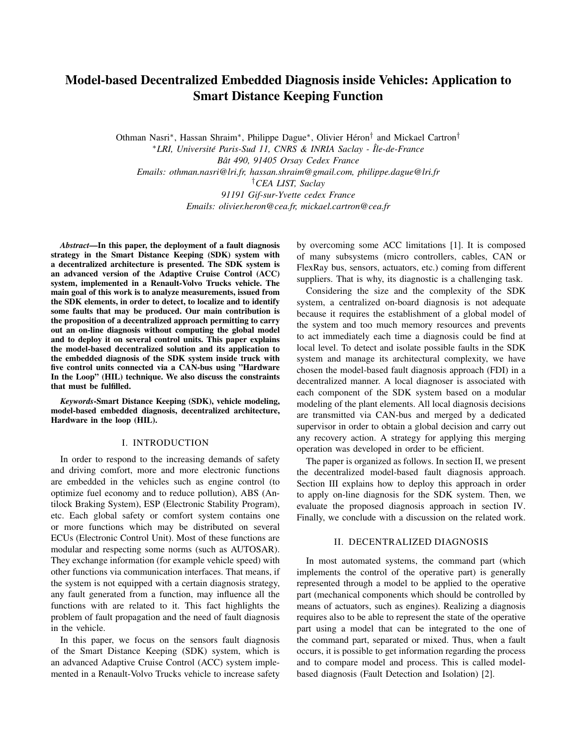# Model-based Decentralized Embedded Diagnosis inside Vehicles: Application to Smart Distance Keeping Function

Othman Nasri*, Hassan Shraim*, Philippe Dague*, Olivier Héron† and Mickael Cartron†

*LRI, Université Paris-Sud 11, CNRS & INRIA Saclay - Île-de-France
Bât 490, 91405 Orsay Cedex France
Emails: othman.nasri@lri.fr, hassan.shraim@gmail.com, philippe.dague@lri.fr

†CEA LIST, Saclay
91191 Gif-sur-Yvette cedex France
Emails: olivier.heron@cea.fr, mickael.cartron@cea.fr

***Abstract*—In this paper, the deployment of a fault diagnosis strategy in the Smart Distance Keeping (SDK) system with a decentralized architecture is presented. The SDK system is an advanced version of the Adaptive Cruise Control (ACC) system, implemented in a Renault-Volvo Trucks vehicle. The main goal of this work is to analyze measurements, issued from the SDK elements, in order to detect, to localize and to identify some faults that may be produced. Our main contribution is the proposition of a decentralized approach permitting to carry out an on-line diagnosis without computing the global model and to deploy it on several control units. This paper explains the model-based decentralized solution and its application to the embedded diagnosis of the SDK system inside truck with five control units connected via a CAN-bus using "Hardware In the Loop" (HIL) technique. We also discuss the constraints that must be fulfilled.**

***Keywords*-Smart Distance Keeping (SDK), vehicle modeling, model-based embedded diagnosis, decentralized architecture, Hardware in the loop (HIL).**

## I. INTRODUCTION

In order to respond to the increasing demands of safety and driving comfort, more and more electronic functions are embedded in the vehicles such as engine control (to optimize fuel economy and to reduce pollution), ABS (Antilock Braking System), ESP (Electronic Stability Program), etc. Each global safety or comfort system contains one or more functions which may be distributed on several ECUs (Electronic Control Unit). Most of these functions are modular and respecting some norms (such as AUTOSAR). They exchange information (for example vehicle speed) with other functions via communication interfaces. That means, if the system is not equipped with a certain diagnosis strategy, any fault generated from a function, may influence all the functions with are related to it. This fact highlights the problem of fault propagation and the need of fault diagnosis in the vehicle.

In this paper, we focus on the sensors fault diagnosis of the Smart Distance Keeping (SDK) system, which is an advanced Adaptive Cruise Control (ACC) system implemented in a Renault-Volvo Trucks vehicle to increase safety by overcoming some ACC limitations [1]. It is composed of many subsystems (micro controllers, cables, CAN or FlexRay bus, sensors, actuators, etc.) coming from different suppliers. That is why, its diagnostic is a challenging task.

Considering the size and the complexity of the SDK system, a centralized on-board diagnosis is not adequate because it requires the establishment of a global model of the system and too much memory resources and prevents to act immediately each time a diagnosis could be find at local level. To detect and isolate possible faults in the SDK system and manage its architectural complexity, we have chosen the model-based fault diagnosis approach (FDI) in a decentralized manner. A local diagnoser is associated with each component of the SDK system based on a modular modeling of the plant elements. All local diagnosis decisions are transmitted via CAN-bus and merged by a dedicated supervisor in order to obtain a global decision and carry out any recovery action. A strategy for applying this merging operation was developed in order to be efficient.

The paper is organized as follows. In section II, we present the decentralized model-based fault diagnosis approach. Section III explains how to deploy this approach in order to apply on-line diagnosis for the SDK system. Then, we evaluate the proposed diagnosis approach in section IV. Finally, we conclude with a discussion on the related work.

## II. DECENTRALIZED DIAGNOSIS

In most automated systems, the command part (which implements the control of the operative part) is generally represented through a model to be applied to the operative part (mechanical components which should be controlled by means of actuators, such as engines). Realizing a diagnosis requires also to be able to represent the state of the operative part using a model that can be integrated to the one of the command part, separated or mixed. Thus, when a fault occurs, it is possible to get information regarding the process and to compare model and process. This is called model-based diagnosis (Fault Detection and Isolation) [2].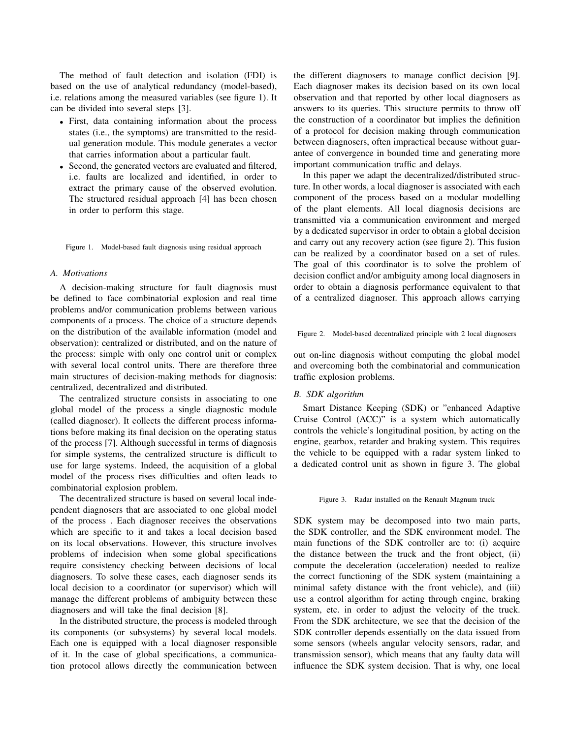The method of fault detection and isolation (FDI) is based on the use of analytical redundancy (model-based), i.e. relations among the measured variables (see figure 1). It can be divided into several steps [3].

- First, data containing information about the process states (i.e., the symptoms) are transmitted to the residual generation module. This module generates a vector that carries information about a particular fault.
- Second, the generated vectors are evaluated and filtered, i.e. faults are localized and identified, in order to extract the primary cause of the observed evolution. The structured residual approach [4] has been chosen in order to perform this stage.

Figure 1. Model-based fault diagnosis using residual approach

### A. Motivations

A decision-making structure for fault diagnosis must be defined to face combinatorial explosion and real time problems and/or communication problems between various components of a process. The choice of a structure depends on the distribution of the available information (model and observation): centralized or distributed, and on the nature of the process: simple with only one control unit or complex with several local control units. There are therefore three main structures of decision-making methods for diagnosis: centralized, decentralized and distributed.

The centralized structure consists in associating to one global model of the process a single diagnostic module (called diagnoser). It collects the different process informations before making its final decision on the operating status of the process [7]. Although successful in terms of diagnosis for simple systems, the centralized structure is difficult to use for large systems. Indeed, the acquisition of a global model of the process rises difficulties and often leads to combinatorial explosion problem.

The decentralized structure is based on several local independent diagnosers that are associated to one global model of the process . Each diagnoser receives the observations which are specific to it and takes a local decision based on its local observations. However, this structure involves problems of indecision when some global specifications require consistency checking between decisions of local diagnosers. To solve these cases, each diagnoser sends its local decision to a coordinator (or supervisor) which will manage the different problems of ambiguity between these diagnosers and will take the final decision [8].

In the distributed structure, the process is modeled through its components (or subsystems) by several local models. Each one is equipped with a local diagnoser responsible of it. In the case of global specifications, a communication protocol allows directly the communication between the different diagnosers to manage conflict decision [9]. Each diagnoser makes its decision based on its own local observation and that reported by other local diagnosers as answers to its queries. This structure permits to throw off the construction of a coordinator but implies the definition of a protocol for decision making through communication between diagnosers, often impractical because without guarantee of convergence in bounded time and generating more important communication traffic and delays.

In this paper we adapt the decentralized/distributed structure. In other words, a local diagnoser is associated with each component of the process based on a modular modelling of the plant elements. All local diagnosis decisions are transmitted via a communication environment and merged by a dedicated supervisor in order to obtain a global decision and carry out any recovery action (see figure 2). This fusion can be realized by a coordinator based on a set of rules. The goal of this coordinator is to solve the problem of decision conflict and/or ambiguity among local diagnosers in order to obtain a diagnosis performance equivalent to that of a centralized diagnoser. This approach allows carrying out on-line diagnosis without computing the global model and overcoming both the combinatorial and communication traffic explosion problems.

Figure 2. Model-based decentralized principle with 2 local diagnosers

### B. SDK algorithm

Smart Distance Keeping (SDK) or "enhanced Adaptive Cruise Control (ACC)" is a system which automatically controls the vehicle's longitudinal position, by acting on the engine, gearbox, retarder and braking system. This requires the vehicle to be equipped with a radar system linked to a dedicated control unit as shown in figure 3. The global SDK system may be decomposed into two main parts, the SDK controller, and the SDK environment model. The main functions of the SDK controller are to: (i) acquire the distance between the truck and the front object, (ii) compute the deceleration (acceleration) needed to realize the correct functioning of the SDK system (maintaining a minimal safety distance with the front vehicle), and (iii) use a control algorithm for acting through engine, braking system, etc. in order to adjust the velocity of the truck. From the SDK architecture, we see that the decision of the SDK controller depends essentially on the data issued from some sensors (wheels angular velocity sensors, radar, and transmission sensor), which means that any faulty data will influence the SDK system decision. That is why, one local

Figure 3. Radar installed on the Renault Magnum truck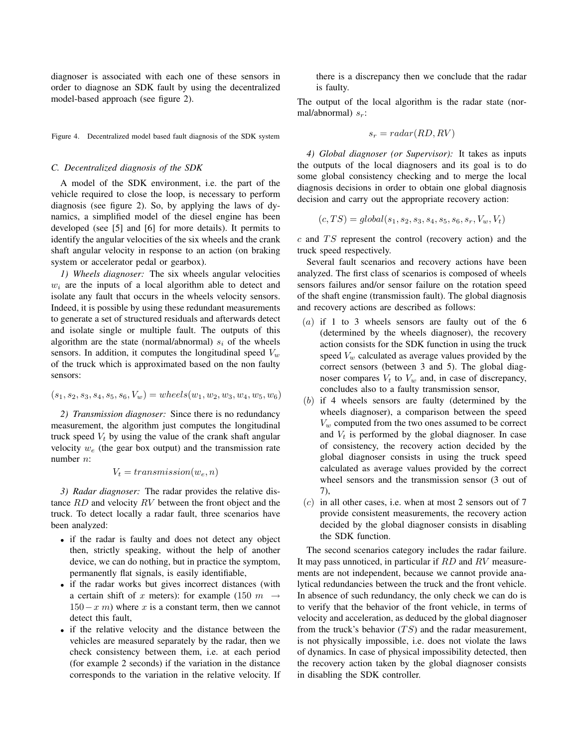diagnoser is associated with each one of these sensors in order to diagnose an SDK fault by using the decentralized model-based approach (see figure 2).

Figure 4. Decentralized model based fault diagnosis of the SDK system

### C. Decentralized diagnosis of the SDK

A model of the SDK environment, i.e. the part of the vehicle required to close the loop, is necessary to perform diagnosis (see figure 2). So, by applying the laws of dynamics, a simplified model of the diesel engine has been developed (see [5] and [6] for more details). It permits to identify the angular velocities of the six wheels and the crank shaft angular velocity in response to an action (on braking system or accelerator pedal or gearbox).

*1) Wheels diagnoser:* The six wheels angular velocities $w_i$ are the inputs of a local algorithm able to detect and isolate any fault that occurs in the wheels velocity sensors. Indeed, it is possible by using these redundant measurements to generate a set of structured residuals and afterwards detect and isolate single or multiple fault. The outputs of this algorithm are the state (normal/abnormal) $s_i$ of the wheels sensors. In addition, it computes the longitudinal speed $V_w$ of the truck which is approximated based on the non faulty sensors:

$$(s_1, s_2, s_3, s_4, s_5, s_6, V_w) = wheels(w_1, w_2, w_3, w_4, w_5, w_6)$$

*2) Transmission diagnoser:* Since there is no redundancy measurement, the algorithm just computes the longitudinal truck speed $V_t$ by using the value of the crank shaft angular velocity $w_e$ (the gear box output) and the transmission rate number $n$:

$$V_t = transmission(w_e, n)$$

*3) Radar diagnoser:* The radar provides the relative distance $RD$ and velocity $RV$ between the front object and the truck. To detect locally a radar fault, three scenarios have been analyzed:

- if the radar is faulty and does not detect any object then, strictly speaking, without the help of another device, we can do nothing, but in practice the symptom, permanently flat signals, is easily identifiable,
- if the radar works but gives incorrect distances (with a certain shift of $x$ meters): for example ($150\ m \rightarrow 150 - x\ m$) where $x$ is a constant term, then we cannot detect this fault,
- if the relative velocity and the distance between the vehicles are measured separately by the radar, then we check consistency between them, i.e. at each period (for example 2 seconds) if the variation in the distance corresponds to the variation in the relative velocity. If there is a discrepancy then we conclude that the radar is faulty.

The output of the local algorithm is the radar state (normal/abnormal) $s_r$:

$$s_r = radar(RD, RV)$$

*4) Global diagnoser (or Supervisor):* It takes as inputs the outputs of the local diagnosers and its goal is to do some global consistency checking and to merge the local diagnosis decisions in order to obtain one global diagnosis decision and carry out the appropriate recovery action:

$$(c, TS) = global(s_1, s_2, s_3, s_4, s_5, s_6, s_r, V_w, V_t)$$

$c$ and $TS$ represent the control (recovery action) and the truck speed respectively.

Several fault scenarios and recovery actions have been analyzed. The first class of scenarios is composed of wheels sensors failures and/or sensor failure on the rotation speed of the shaft engine (transmission fault). The global diagnosis and recovery actions are described as follows:

- $(a)$ if 1 to 3 wheels sensors are faulty out of the 6 (determined by the wheels diagnoser), the recovery action consists for the SDK function in using the truck speed $V_w$ calculated as average values provided by the correct sensors (between 3 and 5). The global diagnoser compares $V_t$ to $V_w$ and, in case of discrepancy, concludes also to a faulty transmission sensor,
- $(b)$ if 4 wheels sensors are faulty (determined by the wheels diagnoser), a comparison between the speed $V_w$ computed from the two ones assumed to be correct and $V_t$ is performed by the global diagnoser. In case of consistency, the recovery action decided by the global diagnoser consists in using the truck speed calculated as average values provided by the correct wheel sensors and the transmission sensor (3 out of 7),
- $(c)$ in all other cases, i.e. when at most 2 sensors out of 7 provide consistent measurements, the recovery action decided by the global diagnoser consists in disabling the SDK function.

The second scenarios category includes the radar failure. It may pass unnoticed, in particular if $RD$ and $RV$ measurements are not independent, because we cannot provide analytical redundancies between the truck and the front vehicle. In absence of such redundancy, the only check we can do is to verify that the behavior of the front vehicle, in terms of velocity and acceleration, as deduced by the global diagnoser from the truck's behavior ($TS$) and the radar measurement, is not physically impossible, i.e. does not violate the laws of dynamics. In case of physical impossibility detected, then the recovery action taken by the global diagnoser consists in disabling the SDK controller.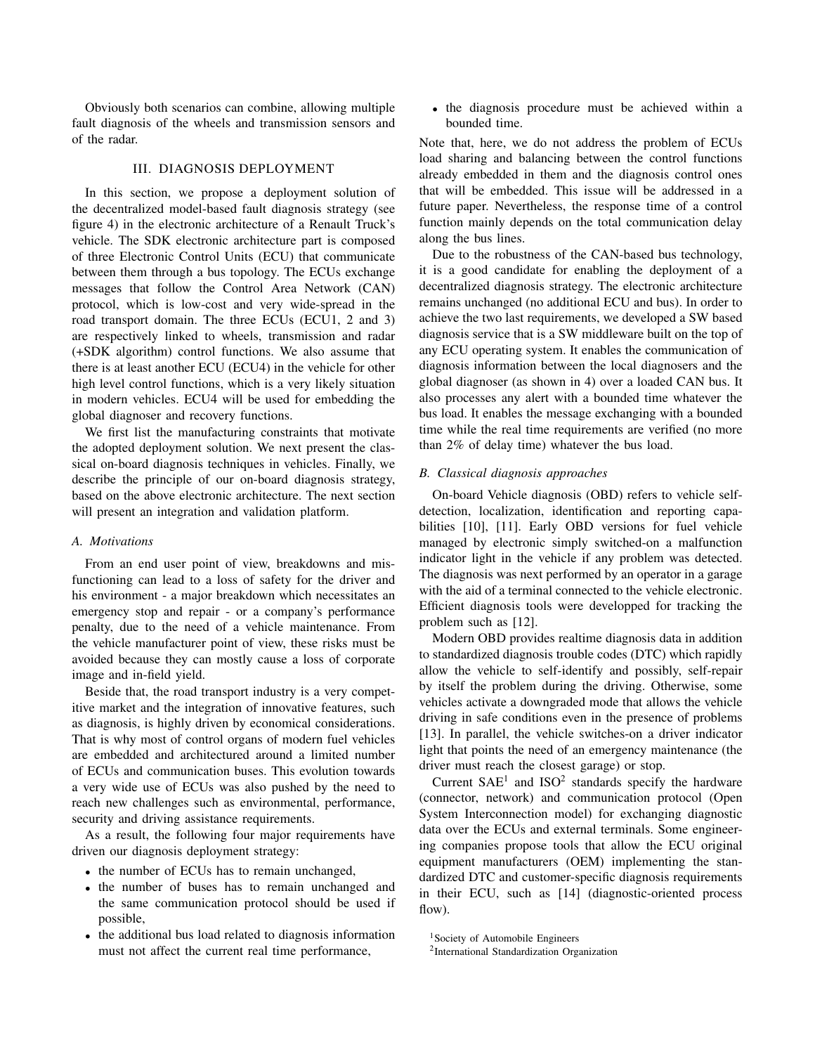Obviously both scenarios can combine, allowing multiple fault diagnosis of the wheels and transmission sensors and of the radar.

## III. DIAGNOSIS DEPLOYMENT

In this section, we propose a deployment solution of the decentralized model-based fault diagnosis strategy (see figure 4) in the electronic architecture of a Renault Truck's vehicle. The SDK electronic architecture part is composed of three Electronic Control Units (ECU) that communicate between them through a bus topology. The ECUs exchange messages that follow the Control Area Network (CAN) protocol, which is low-cost and very wide-spread in the road transport domain. The three ECUs (ECU1, 2 and 3) are respectively linked to wheels, transmission and radar (+SDK algorithm) control functions. We also assume that there is at least another ECU (ECU4) in the vehicle for other high level control functions, which is a very likely situation in modern vehicles. ECU4 will be used for embedding the global diagnoser and recovery functions.

We first list the manufacturing constraints that motivate the adopted deployment solution. We next present the classical on-board diagnosis techniques in vehicles. Finally, we describe the principle of our on-board diagnosis strategy, based on the above electronic architecture. The next section will present an integration and validation platform.

### *A. Motivations*

From an end user point of view, breakdowns and misfunctioning can lead to a loss of safety for the driver and his environment - a major breakdown which necessitates an emergency stop and repair - or a company's performance penalty, due to the need of a vehicle maintenance. From the vehicle manufacturer point of view, these risks must be avoided because they can mostly cause a loss of corporate image and in-field yield.

Beside that, the road transport industry is a very competitive market and the integration of innovative features, such as diagnosis, is highly driven by economical considerations. That is why most of control organs of modern fuel vehicles are embedded and architectured around a limited number of ECUs and communication buses. This evolution towards a very wide use of ECUs was also pushed by the need to reach new challenges such as environmental, performance, security and driving assistance requirements.

As a result, the following four major requirements have driven our diagnosis deployment strategy:

- the number of ECUs has to remain unchanged,
- the number of buses has to remain unchanged and the same communication protocol should be used if possible,
- the additional bus load related to diagnosis information must not affect the current real time performance,
- the diagnosis procedure must be achieved within a bounded time.

Note that, here, we do not address the problem of ECUs load sharing and balancing between the control functions already embedded in them and the diagnosis control ones that will be embedded. This issue will be addressed in a future paper. Nevertheless, the response time of a control function mainly depends on the total communication delay along the bus lines.

Due to the robustness of the CAN-based bus technology, it is a good candidate for enabling the deployment of a decentralized diagnosis strategy. The electronic architecture remains unchanged (no additional ECU and bus). In order to achieve the two last requirements, we developed a SW based diagnosis service that is a SW middleware built on the top of any ECU operating system. It enables the communication of diagnosis information between the local diagnosers and the global diagnoser (as shown in 4) over a loaded CAN bus. It also processes any alert with a bounded time whatever the bus load. It enables the message exchanging with a bounded time while the real time requirements are verified (no more than 2% of delay time) whatever the bus load.

### *B. Classical diagnosis approaches*

On-board Vehicle diagnosis (OBD) refers to vehicle self-detection, localization, identification and reporting capabilities [10], [11]. Early OBD versions for fuel vehicle managed by electronic simply switched-on a malfunction indicator light in the vehicle if any problem was detected. The diagnosis was next performed by an operator in a garage with the aid of a terminal connected to the vehicle electronic. Efficient diagnosis tools were developped for tracking the problem such as [12].

Modern OBD provides realtime diagnosis data in addition to standardized diagnosis trouble codes (DTC) which rapidly allow the vehicle to self-identify and possibly, self-repair by itself the problem during the driving. Otherwise, some vehicles activate a downgraded mode that allows the vehicle driving in safe conditions even in the presence of problems [13]. In parallel, the vehicle switches-on a driver indicator light that points the need of an emergency maintenance (the driver must reach the closest garage) or stop.

Current SAE[1] and ISO[2] standards specify the hardware (connector, network) and communication protocol (Open System Interconnection model) for exchanging diagnostic data over the ECUs and external terminals. Some engineering companies propose tools that allow the ECU original equipment manufacturers (OEM) implementing the standardized DTC and customer-specific diagnosis requirements in their ECU, such as [14] (diagnostic-oriented process flow).

[1] Society of Automobile Engineers

[2] International Standardization Organization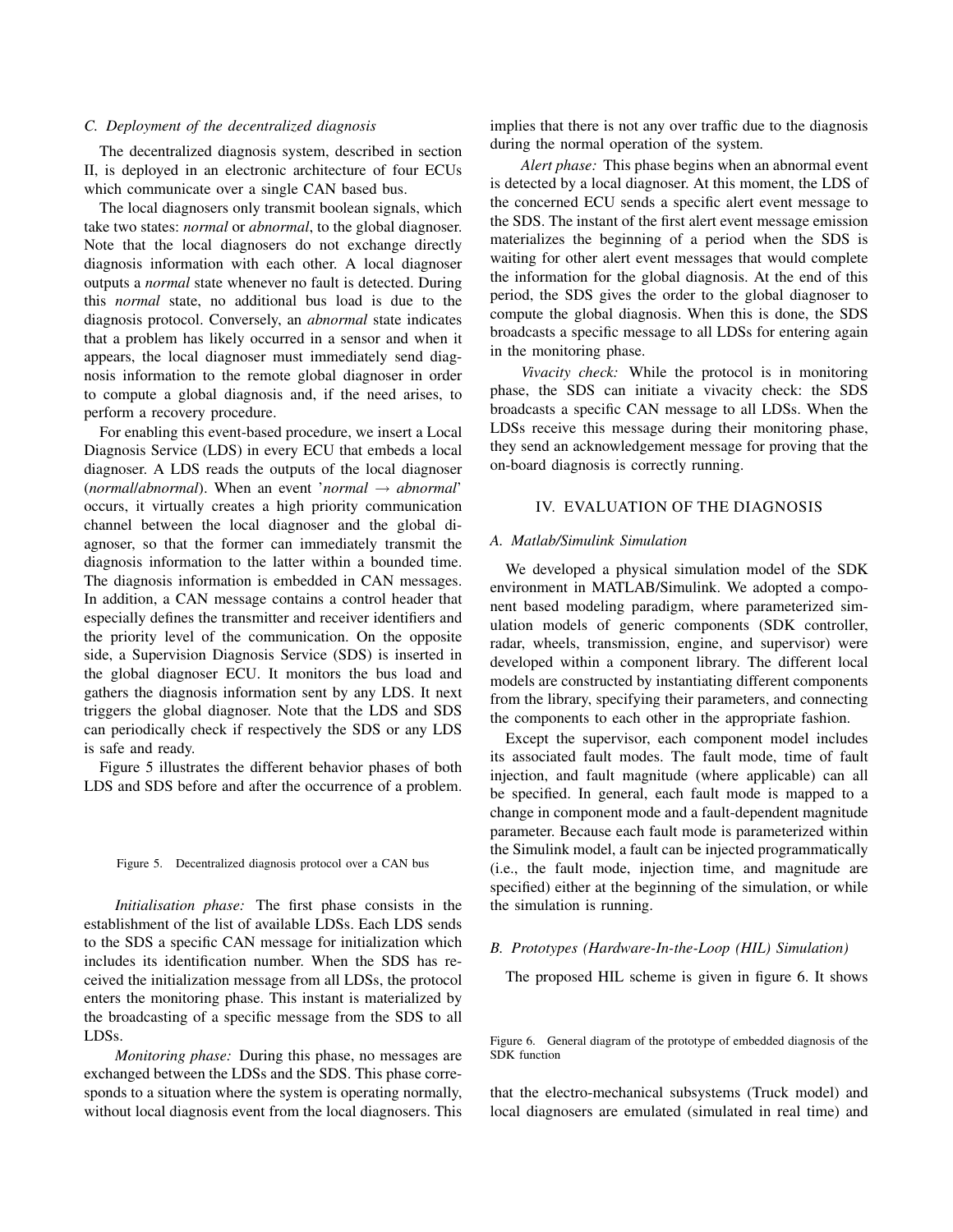### C. Deployment of the decentralized diagnosis

The decentralized diagnosis system, described in section II, is deployed in an electronic architecture of four ECUs which communicate over a single CAN based bus.

The local diagnosers only transmit boolean signals, which take two states: *normal* or *abnormal*, to the global diagnoser. Note that the local diagnosers do not exchange directly diagnosis information with each other. A local diagnoser outputs a *normal* state whenever no fault is detected. During this *normal* state, no additional bus load is due to the diagnosis protocol. Conversely, an *abnormal* state indicates that a problem has likely occurred in a sensor and when it appears, the local diagnoser must immediately send diagnosis information to the remote global diagnoser in order to compute a global diagnosis and, if the need arises, to perform a recovery procedure.

For enabling this event-based procedure, we insert a Local Diagnosis Service (LDS) in every ECU that embeds a local diagnoser. A LDS reads the outputs of the local diagnoser (*normal*/*abnormal*). When an event '*normal* $\rightarrow$ *abnormal*' occurs, it virtually creates a high priority communication channel between the local diagnoser and the global diagnoser, so that the former can immediately transmit the diagnosis information to the latter within a bounded time. The diagnosis information is embedded in CAN messages. In addition, a CAN message contains a control header that especially defines the transmitter and receiver identifiers and the priority level of the communication. On the opposite side, a Supervision Diagnosis Service (SDS) is inserted in the global diagnoser ECU. It monitors the bus load and gathers the diagnosis information sent by any LDS. It next triggers the global diagnoser. Note that the LDS and SDS can periodically check if respectively the SDS or any LDS is safe and ready.

Figure 5 illustrates the different behavior phases of both LDS and SDS before and after the occurrence of a problem.

Figure 5. Decentralized diagnosis protocol over a CAN bus

*Initialisation phase:* The first phase consists in the establishment of the list of available LDSs. Each LDS sends to the SDS a specific CAN message for initialization which includes its identification number. When the SDS has received the initialization message from all LDSs, the protocol enters the monitoring phase. This instant is materialized by the broadcasting of a specific message from the SDS to all LDSs.

*Monitoring phase:* During this phase, no messages are exchanged between the LDSs and the SDS. This phase corresponds to a situation where the system is operating normally, without local diagnosis event from the local diagnosers. This implies that there is not any over traffic due to the diagnosis during the normal operation of the system.

*Alert phase:* This phase begins when an abnormal event is detected by a local diagnoser. At this moment, the LDS of the concerned ECU sends a specific alert event message to the SDS. The instant of the first alert event message emission materializes the beginning of a period when the SDS is waiting for other alert event messages that would complete the information for the global diagnosis. At the end of this period, the SDS gives the order to the global diagnoser to compute the global diagnosis. When this is done, the SDS broadcasts a specific message to all LDSs for entering again in the monitoring phase.

*Vivacity check:* While the protocol is in monitoring phase, the SDS can initiate a vivacity check: the SDS broadcasts a specific CAN message to all LDSs. When the LDSs receive this message during their monitoring phase, they send an acknowledgement message for proving that the on-board diagnosis is correctly running.

## IV. EVALUATION OF THE DIAGNOSIS

### A. Matlab/Simulink Simulation

We developed a physical simulation model of the SDK environment in MATLAB/Simulink. We adopted a component based modeling paradigm, where parameterized simulation models of generic components (SDK controller, radar, wheels, transmission, engine, and supervisor) were developed within a component library. The different local models are constructed by instantiating different components from the library, specifying their parameters, and connecting the components to each other in the appropriate fashion.

Except the supervisor, each component model includes its associated fault modes. The fault mode, time of fault injection, and fault magnitude (where applicable) can all be specified. In general, each fault mode is mapped to a change in component mode and a fault-dependent magnitude parameter. Because each fault mode is parameterized within the Simulink model, a fault can be injected programmatically (i.e., the fault mode, injection time, and magnitude are specified) either at the beginning of the simulation, or while the simulation is running.

### B. Prototypes (Hardware-In-the-Loop (HIL) Simulation)

The proposed HIL scheme is given in figure 6. It shows that the electro-mechanical subsystems (Truck model) and local diagnosers are emulated (simulated in real time) and

Figure 6. General diagram of the prototype of embedded diagnosis of the SDK function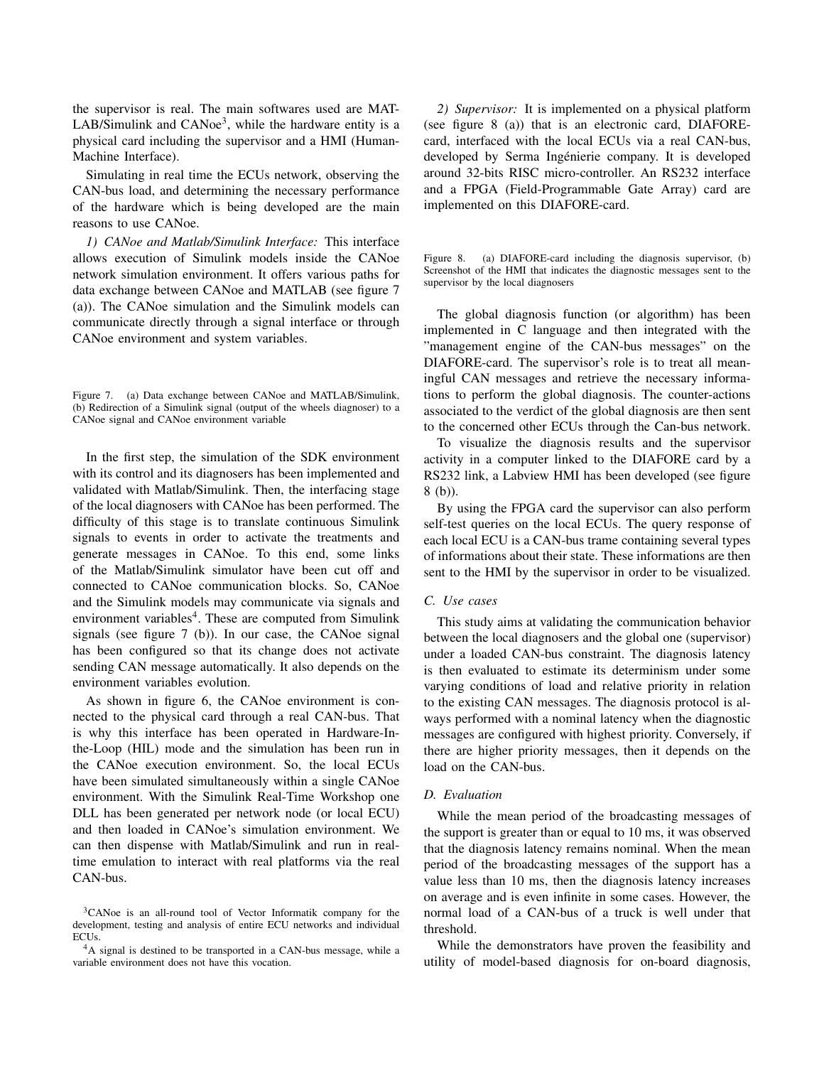the supervisor is real. The main softwares used are MATLAB/Simulink and CANoe[3], while the hardware entity is a physical card including the supervisor and a HMI (Human-Machine Interface).

Simulating in real time the ECUs network, observing the CAN-bus load, and determining the necessary performance of the hardware which is being developed are the main reasons to use CANoe.

*1) CANoe and Matlab/Simulink Interface:* This interface allows execution of Simulink models inside the CANoe network simulation environment. It offers various paths for data exchange between CANoe and MATLAB (see figure 7 (a)). The CANoe simulation and the Simulink models can communicate directly through a signal interface or through CANoe environment and system variables.

Figure 7. (a) Data exchange between CANoe and MATLAB/Simulink, (b) Redirection of a Simulink signal (output of the wheels diagnoser) to a CANoe signal and CANoe environment variable

In the first step, the simulation of the SDK environment with its control and its diagnosers has been implemented and validated with Matlab/Simulink. Then, the interfacing stage of the local diagnosers with CANoe has been performed. The difficulty of this stage is to translate continuous Simulink signals to events in order to activate the treatments and generate messages in CANoe. To this end, some links of the Matlab/Simulink simulator have been cut off and connected to CANoe communication blocks. So, CANoe and the Simulink models may communicate via signals and environment variables[4]. These are computed from Simulink signals (see figure 7 (b)). In our case, the CANoe signal has been configured so that its change does not activate sending CAN message automatically. It also depends on the environment variables evolution.

As shown in figure 6, the CANoe environment is connected to the physical card through a real CAN-bus. That is why this interface has been operated in Hardware-In-the-Loop (HIL) mode and the simulation has been run in the CANoe execution environment. So, the local ECUs have been simulated simultaneously within a single CANoe environment. With the Simulink Real-Time Workshop one DLL has been generated per network node (or local ECU) and then loaded in CANoe's simulation environment. We can then dispense with Matlab/Simulink and run in real-time emulation to interact with real platforms via the real CAN-bus.

[3]CANoe is an all-round tool of Vector Informatik company for the development, testing and analysis of entire ECU networks and individual ECUs.

[4]A signal is destined to be transported in a CAN-bus message, while a variable environment does not have this vocation.

*2) Supervisor:* It is implemented on a physical platform (see figure 8 (a)) that is an electronic card, DIAFORE-card, interfaced with the local ECUs via a real CAN-bus, developed by Serma Ingénierie company. It is developed around 32-bits RISC micro-controller. An RS232 interface and a FPGA (Field-Programmable Gate Array) card are implemented on this DIAFORE-card.

Figure 8. (a) DIAFORE-card including the diagnosis supervisor, (b) Screenshot of the HMI that indicates the diagnostic messages sent to the supervisor by the local diagnosers

The global diagnosis function (or algorithm) has been implemented in C language and then integrated with the "management engine of the CAN-bus messages" on the DIAFORE-card. The supervisor's role is to treat all meaningful CAN messages and retrieve the necessary informations to perform the global diagnosis. The counter-actions associated to the verdict of the global diagnosis are then sent to the concerned other ECUs through the Can-bus network.

To visualize the diagnosis results and the supervisor activity in a computer linked to the DIAFORE card by a RS232 link, a Labview HMI has been developed (see figure 8 (b)).

By using the FPGA card the supervisor can also perform self-test queries on the local ECUs. The query response of each local ECU is a CAN-bus trame containing several types of informations about their state. These informations are then sent to the HMI by the supervisor in order to be visualized.

### C. Use cases

This study aims at validating the communication behavior between the local diagnosers and the global one (supervisor) under a loaded CAN-bus constraint. The diagnosis latency is then evaluated to estimate its determinism under some varying conditions of load and relative priority in relation to the existing CAN messages. The diagnosis protocol is always performed with a nominal latency when the diagnostic messages are configured with highest priority. Conversely, if there are higher priority messages, then it depends on the load on the CAN-bus.

### D. Evaluation

While the mean period of the broadcasting messages of the support is greater than or equal to 10 ms, it was observed that the diagnosis latency remains nominal. When the mean period of the broadcasting messages of the support has a value less than 10 ms, then the diagnosis latency increases on average and is even infinite in some cases. However, the normal load of a CAN-bus of a truck is well under that threshold.

While the demonstrators have proven the feasibility and utility of model-based diagnosis for on-board diagnosis,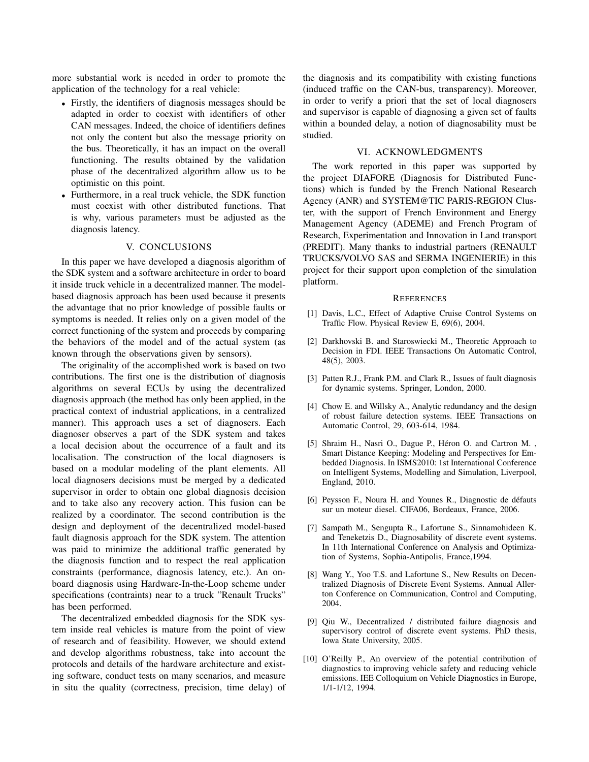more substantial work is needed in order to promote the application of the technology for a real vehicle:

- Firstly, the identifiers of diagnosis messages should be adapted in order to coexist with identifiers of other CAN messages. Indeed, the choice of identifiers defines not only the content but also the message priority on the bus. Theoretically, it has an impact on the overall functioning. The results obtained by the validation phase of the decentralized algorithm allow us to be optimistic on this point.
- Furthermore, in a real truck vehicle, the SDK function must coexist with other distributed functions. That is why, various parameters must be adjusted as the diagnosis latency.

## V. CONCLUSIONS

In this paper we have developed a diagnosis algorithm of the SDK system and a software architecture in order to board it inside truck vehicle in a decentralized manner. The model-based diagnosis approach has been used because it presents the advantage that no prior knowledge of possible faults or symptoms is needed. It relies only on a given model of the correct functioning of the system and proceeds by comparing the behaviors of the model and of the actual system (as known through the observations given by sensors).

The originality of the accomplished work is based on two contributions. The first one is the distribution of diagnosis algorithms on several ECUs by using the decentralized diagnosis approach (the method has only been applied, in the practical context of industrial applications, in a centralized manner). This approach uses a set of diagnosers. Each diagnoser observes a part of the SDK system and takes a local decision about the occurrence of a fault and its localisation. The construction of the local diagnosers is based on a modular modeling of the plant elements. All local diagnosers decisions must be merged by a dedicated supervisor in order to obtain one global diagnosis decision and to take also any recovery action. This fusion can be realized by a coordinator. The second contribution is the design and deployment of the decentralized model-based fault diagnosis approach for the SDK system. The attention was paid to minimize the additional traffic generated by the diagnosis function and to respect the real application constraints (performance, diagnosis latency, etc.). An on-board diagnosis using Hardware-In-the-Loop scheme under specifications (contraints) near to a truck "Renault Trucks" has been performed.

The decentralized embedded diagnosis for the SDK system inside real vehicles is mature from the point of view of research and of feasibility. However, we should extend and develop algorithms robustness, take into account the protocols and details of the hardware architecture and existing software, conduct tests on many scenarios, and measure in situ the quality (correctness, precision, time delay) of the diagnosis and its compatibility with existing functions (induced traffic on the CAN-bus, transparency). Moreover, in order to verify a priori that the set of local diagnosers and supervisor is capable of diagnosing a given set of faults within a bounded delay, a notion of diagnosability must be studied.

## VI. ACKNOWLEDGMENTS

The work reported in this paper was supported by the project DIAFORE (Diagnosis for Distributed Functions) which is funded by the French National Research Agency (ANR) and SYSTEM@TIC PARIS-REGION Cluster, with the support of French Environment and Energy Management Agency (ADEME) and French Program of Research, Experimentation and Innovation in Land transport (PREDIT). Many thanks to industrial partners (RENAULT TRUCKS/VOLVO SAS and SERMA INGENIERIE) in this project for their support upon completion of the simulation platform.

## REFERENCES

[1] Davis, L.C., Effect of Adaptive Cruise Control Systems on Traffic Flow. Physical Review E, 69(6), 2004.

[2] Darkhovski B. and Staroswiecki M., Theoretic Approach to Decision in FDI. IEEE Transactions On Automatic Control, 48(5), 2003.

[3] Patten R.J., Frank P.M. and Clark R., Issues of fault diagnosis for dynamic systems. Springer, London, 2000.

[4] Chow E. and Willsky A., Analytic redundancy and the design of robust failure detection systems. IEEE Transactions on Automatic Control, 29, 603-614, 1984.

[5] Shraim H., Nasri O., Dague P., Héron O. and Cartron M. , Smart Distance Keeping: Modeling and Perspectives for Embedded Diagnosis. In ISMS2010: 1st International Conference on Intelligent Systems, Modelling and Simulation, Liverpool, England, 2010.

[6] Peysson F., Noura H. and Younes R., Diagnostic de défauts sur un moteur diesel. CIFA06, Bordeaux, France, 2006.

[7] Sampath M., Sengupta R., Lafortune S., Sinnamohideen K. and Teneketzis D., Diagnosability of discrete event systems. In 11th International Conference on Analysis and Optimization of Systems, Sophia-Antipolis, France,1994.

[8] Wang Y., Yoo T.S. and Lafortune S., New Results on Decentralized Diagnosis of Discrete Event Systems. Annual Allerton Conference on Communication, Control and Computing, 2004.

[9] Qiu W., Decentralized / distributed failure diagnosis and supervisory control of discrete event systems. PhD thesis, Iowa State University, 2005.

[10] O'Reilly P., An overview of the potential contribution of diagnostics to improving vehicle safety and reducing vehicle emissions. IEE Colloquium on Vehicle Diagnostics in Europe, 1/1-1/12, 1994.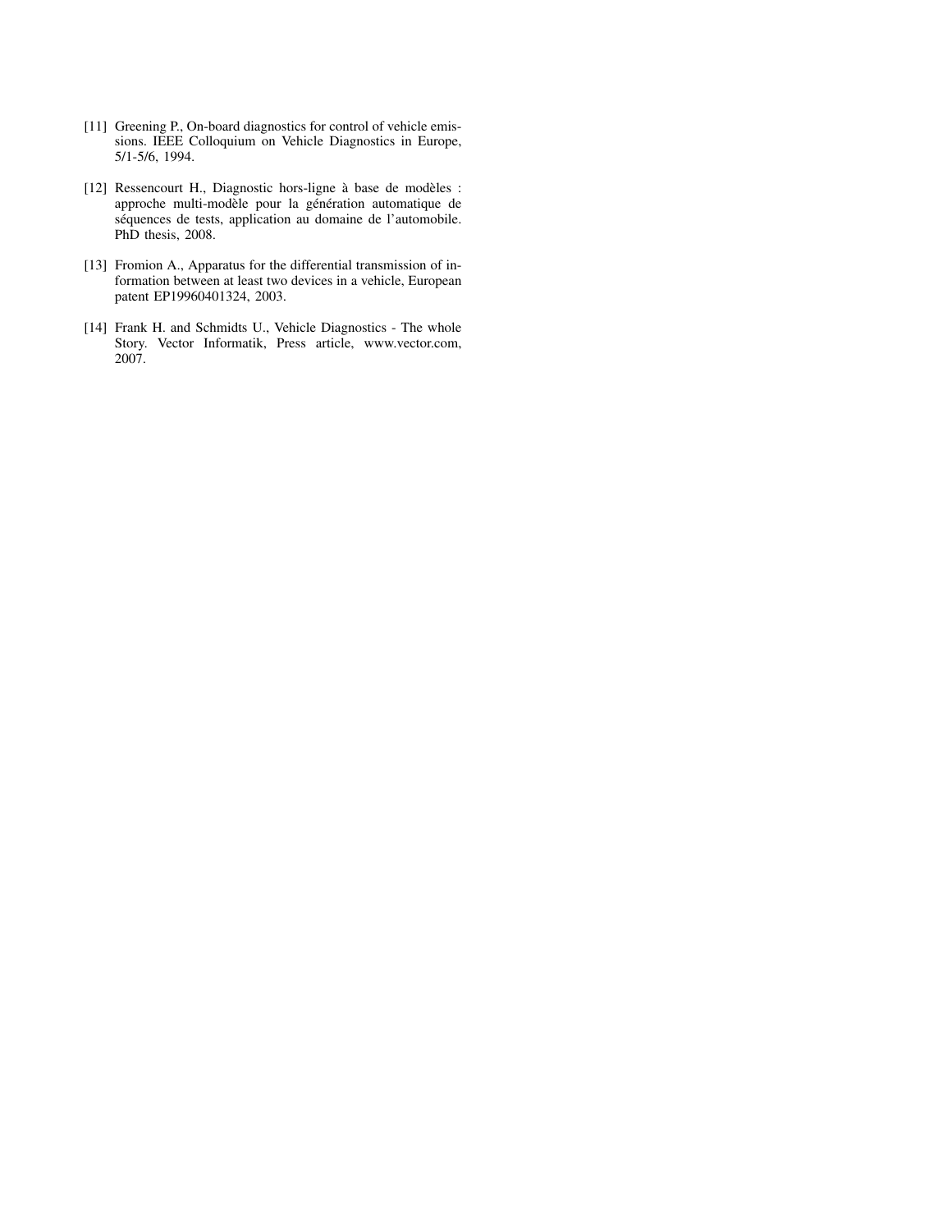[11] Greening P., On-board diagnostics for control of vehicle emissions. IEEE Colloquium on Vehicle Diagnostics in Europe, 5/1-5/6, 1994.

[12] Ressencourt H., Diagnostic hors-ligne à base de modèles : approche multi-modèle pour la génération automatique de séquences de tests, application au domaine de l'automobile. PhD thesis, 2008.

[13] Fromion A., Apparatus for the differential transmission of information between at least two devices in a vehicle, European patent EP19960401324, 2003.

[14] Frank H. and Schmidts U., Vehicle Diagnostics - The whole Story. Vector Informatik, Press article, www.vector.com, 2007.